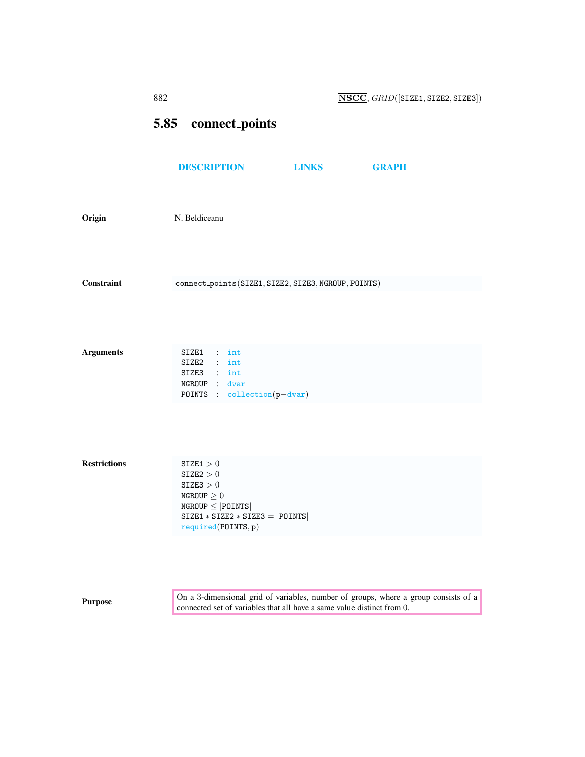## 5.85 connect_points

DESCRIPTION LINKS GRAPH

**Origin** N. Beldiceanu

**Constraint** connect_points(SIZE1, SIZE2, SIZE3, NGROUP, POINTS)

**Arguments**

```
SIZE1  : int
SIZE2  : int
SIZE3  : int
NGROUP : dvar
POINTS : collection(p-dvar)
```

**Restrictions**

$\mathtt{SIZE1} > 0$
$\mathtt{SIZE2} > 0$
$\mathtt{SIZE3} > 0$
$\mathtt{NGROUP} \geq 0$
$\mathtt{NGROUP} \leq |\mathtt{POINTS}|$
$\mathtt{SIZE1} * \mathtt{SIZE2} * \mathtt{SIZE3} = |\mathtt{POINTS}|$
required(POINTS, p)

**Purpose**

On a 3-dimensional grid of variables, number of groups, where a group consists of a connected set of variables that all have a same value distinct from 0.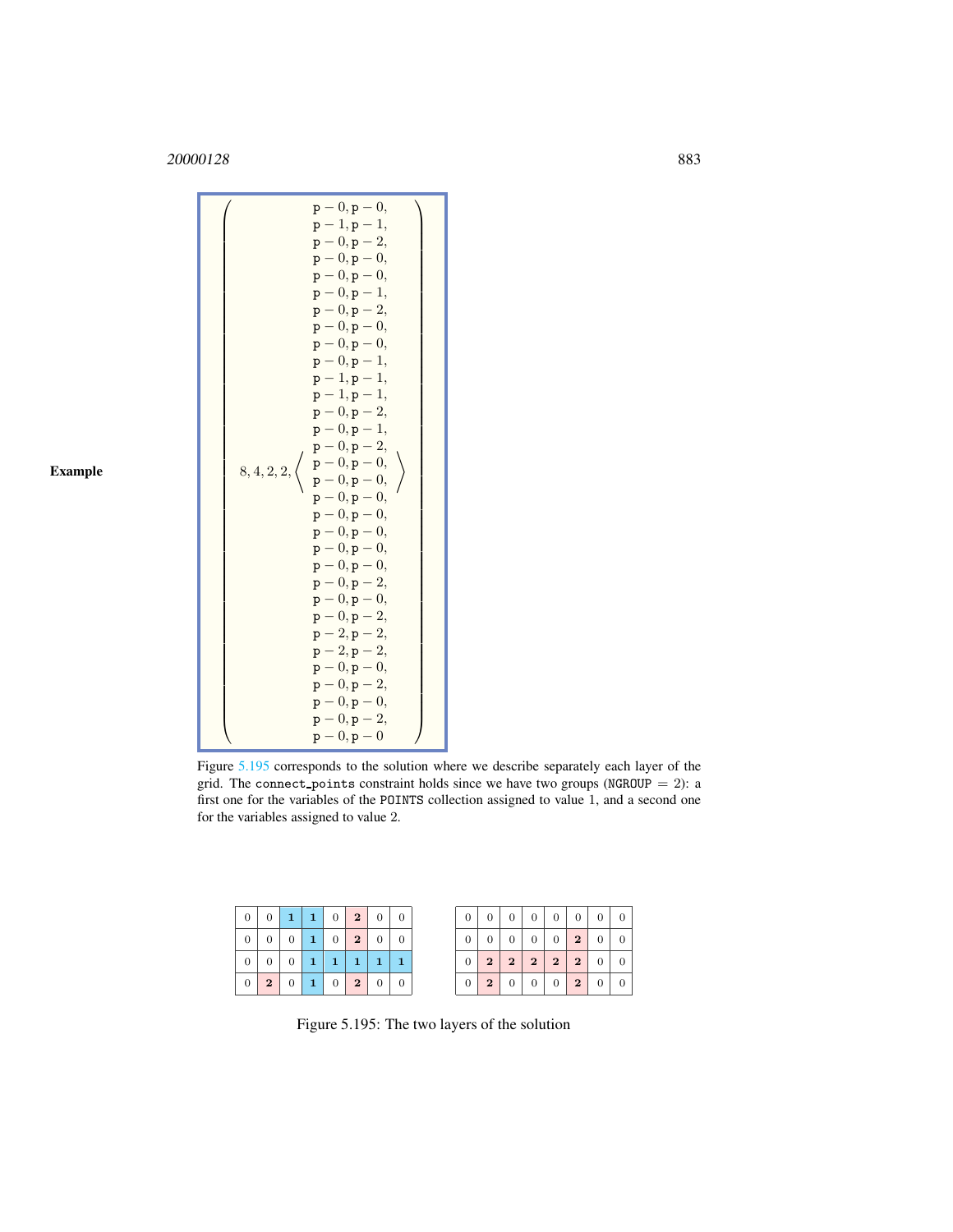**Example**

$$
\left(\begin{array}{c}
8,4,2,2,\left\langle\begin{array}{l}
\mathrm{p}-0,\mathrm{p}-0,\\
\mathrm{p}-1,\mathrm{p}-1,\\
\mathrm{p}-0,\mathrm{p}-2,\\
\mathrm{p}-0,\mathrm{p}-0,\\
\mathrm{p}-0,\mathrm{p}-0,\\
\mathrm{p}-0,\mathrm{p}-1,\\
\mathrm{p}-0,\mathrm{p}-2,\\
\mathrm{p}-0,\mathrm{p}-0,\\
\mathrm{p}-0,\mathrm{p}-0,\\
\mathrm{p}-0,\mathrm{p}-1,\\
\mathrm{p}-1,\mathrm{p}-1,\\
\mathrm{p}-1,\mathrm{p}-1,\\
\mathrm{p}-0,\mathrm{p}-2,\\
\mathrm{p}-0,\mathrm{p}-1,\\
\mathrm{p}-0,\mathrm{p}-2,\\
\mathrm{p}-0,\mathrm{p}-0,\\
\mathrm{p}-0,\mathrm{p}-0,\\
\mathrm{p}-0,\mathrm{p}-0,\\
\mathrm{p}-0,\mathrm{p}-0,\\
\mathrm{p}-0,\mathrm{p}-0,\\
\mathrm{p}-0,\mathrm{p}-0,\\
\mathrm{p}-0,\mathrm{p}-0,\\
\mathrm{p}-0,\mathrm{p}-2,\\
\mathrm{p}-0,\mathrm{p}-0,\\
\mathrm{p}-0,\mathrm{p}-2,\\
\mathrm{p}-2,\mathrm{p}-2,\\
\mathrm{p}-2,\mathrm{p}-2,\\
\mathrm{p}-0,\mathrm{p}-0,\\
\mathrm{p}-0,\mathrm{p}-2,\\
\mathrm{p}-0,\mathrm{p}-0,\\
\mathrm{p}-0,\mathrm{p}-2,\\
\mathrm{p}-0,\mathrm{p}-0
\end{array}\right\rangle
\end{array}\right)
$$

Figure 5.195 corresponds to the solution where we describe separately each layer of the grid. The connect_points constraint holds since we have two groups (NGROUP $= 2$): a first one for the variables of the POINTS collection assigned to value 1, and a second one for the variables assigned to value 2.

| 0 | 0 | **1** | **1** | 0 | **2** | 0 | 0 |
|---|---|---|---|---|---|---|---|
| 0 | 0 | 0 | **1** | 0 | **2** | 0 | 0 |
| 0 | 0 | 0 | **1** | **1** | **1** | **1** | **1** |
| 0 | **2** | 0 | **1** | 0 | **2** | 0 | 0 |

| 0 | 0 | 0 | 0 | 0 | 0 | 0 | 0 |
|---|---|---|---|---|---|---|---|
| 0 | 0 | 0 | 0 | 0 | **2** | 0 | 0 |
| 0 | **2** | **2** | **2** | **2** | **2** | 0 | 0 |
| 0 | **2** | 0 | 0 | 0 | **2** | 0 | 0 |

Figure 5.195: The two layers of the solution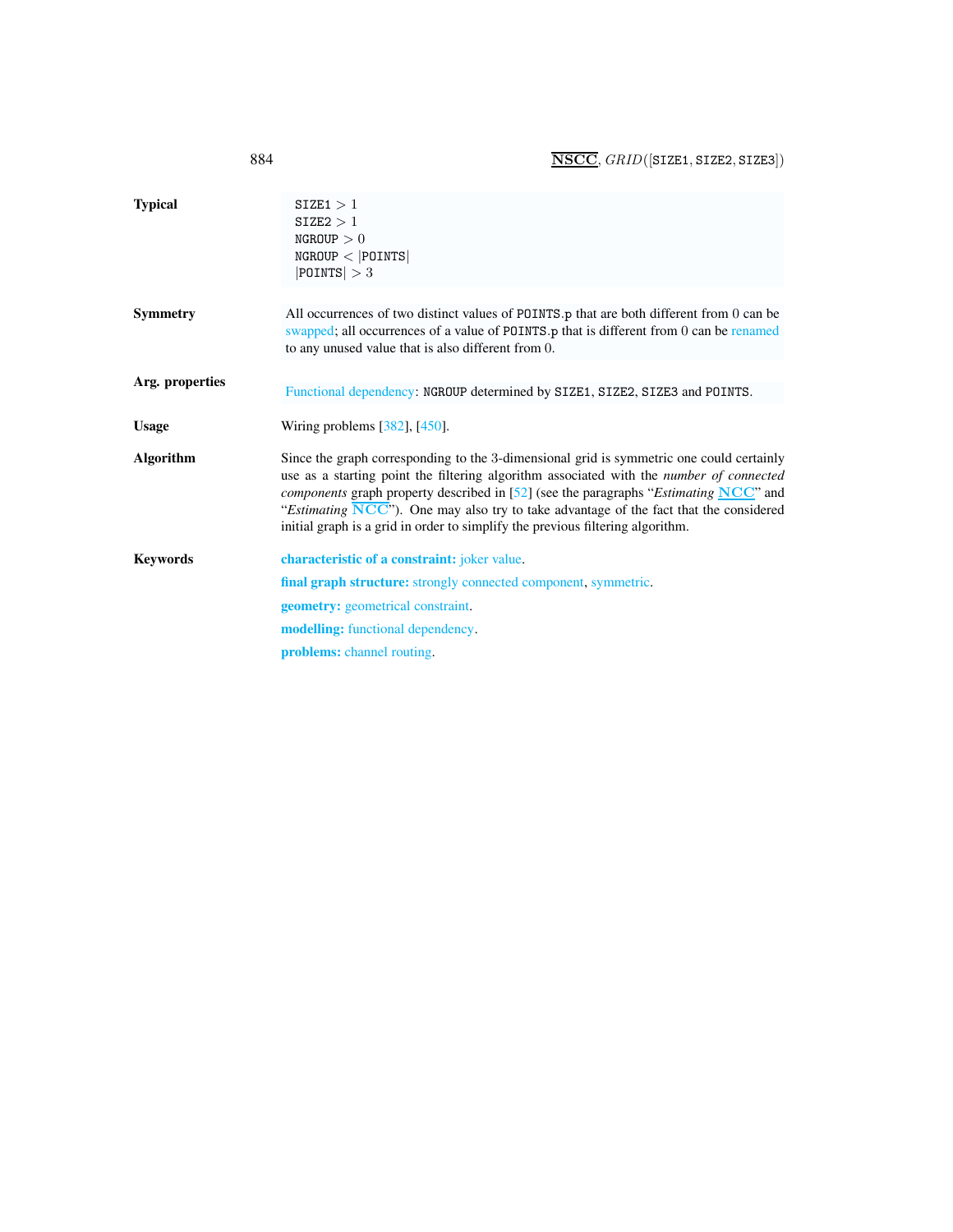**Typical**

$\texttt{SIZE1} > 1$
$\texttt{SIZE2} > 1$
$\texttt{NGROUP} > 0$
$\texttt{NGROUP} < |\texttt{POINTS}|$
$|\texttt{POINTS}| > 3$

**Symmetry**

All occurrences of two distinct values of POINTS.p that are both different from 0 can be swapped; all occurrences of a value of POINTS.p that is different from 0 can be renamed to any unused value that is also different from 0.

**Arg. properties**

Functional dependency: NGROUP determined by SIZE1, SIZE2, SIZE3 and POINTS.

**Usage**

Wiring problems [382], [450].

**Algorithm**

Since the graph corresponding to the 3-dimensional grid is symmetric one could certainly use as a starting point the filtering algorithm associated with the *number of connected components* graph property described in [52] (see the paragraphs "*Estimating* **NCC**" and "*Estimating* **NCC**"). One may also try to take advantage of the fact that the considered initial graph is a grid in order to simplify the previous filtering algorithm.

**Keywords**

**characteristic of a constraint:** joker value.

**final graph structure:** strongly connected component, symmetric.

**geometry:** geometrical constraint.

**modelling:** functional dependency.

**problems:** channel routing.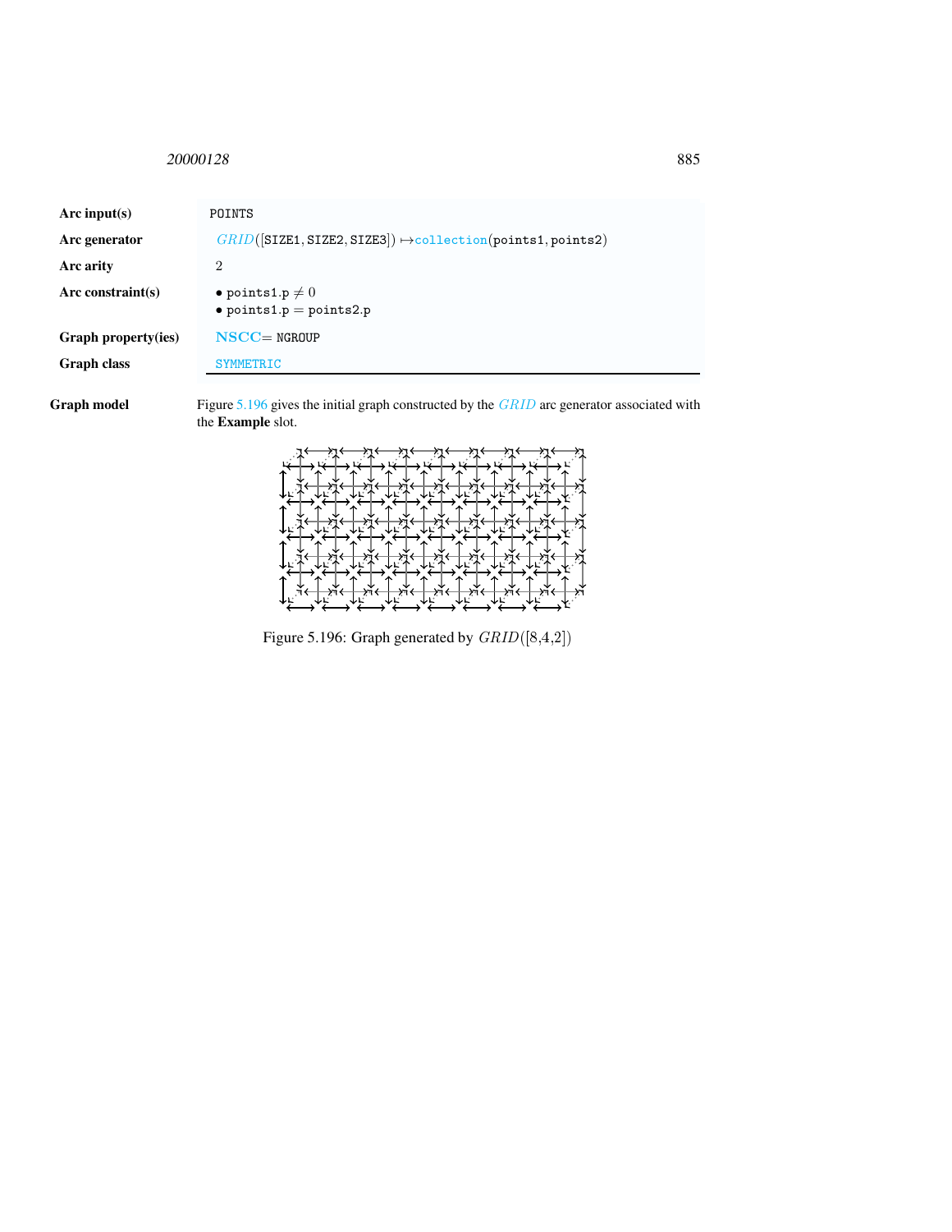| | |
|---|---|
| **Arc input(s)** | POINTS |
| **Arc generator** | *GRID*([SIZE1, SIZE2, SIZE3]) $\mapsto$collection(points1, points2) |
| **Arc arity** | 2 |
| **Arc constraint(s)** | • points1.p $\neq 0$<br>• points1.p $=$ points2.p |
| **Graph property(ies)** | **NSCC**= NGROUP |
| **Graph class** | SYMMETRIC |

**Graph model** Figure 5.196 gives the initial graph constructed by the *GRID* arc generator associated with the **Example** slot.

Figure 5.196: Graph generated by *GRID*([8,4,2])